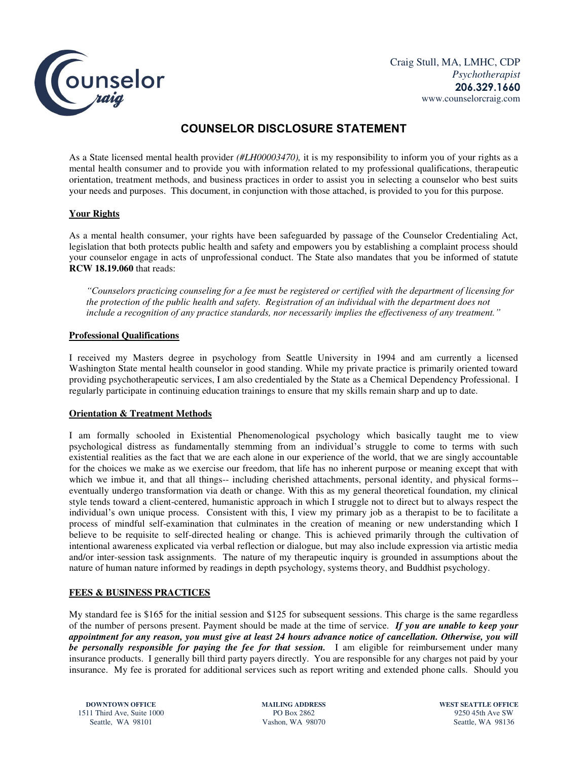Craig Stull, MA, LMHC, CDP
*Psychotherapist*
**206.329.1660**
www.counselorcraig.com

# COUNSELOR DISCLOSURE STATEMENT

As a State licensed mental health provider *(#LH00003470),* it is my responsibility to inform you of your rights as a mental health consumer and to provide you with information related to my professional qualifications, therapeutic orientation, treatment methods, and business practices in order to assist you in selecting a counselor who best suits your needs and purposes. This document, in conjunction with those attached, is provided to you for this purpose.

## Your Rights

As a mental health consumer, your rights have been safeguarded by passage of the Counselor Credentialing Act, legislation that both protects public health and safety and empowers you by establishing a complaint process should your counselor engage in acts of unprofessional conduct. The State also mandates that you be informed of statute **RCW 18.19.060** that reads:

> *"Counselors practicing counseling for a fee must be registered or certified with the department of licensing for the protection of the public health and safety. Registration of an individual with the department does not include a recognition of any practice standards, nor necessarily implies the effectiveness of any treatment."*

## Professional Qualifications

I received my Masters degree in psychology from Seattle University in 1994 and am currently a licensed Washington State mental health counselor in good standing. While my private practice is primarily oriented toward providing psychotherapeutic services, I am also credentialed by the State as a Chemical Dependency Professional. I regularly participate in continuing education trainings to ensure that my skills remain sharp and up to date.

## Orientation & Treatment Methods

I am formally schooled in Existential Phenomenological psychology which basically taught me to view psychological distress as fundamentally stemming from an individual's struggle to come to terms with such existential realities as the fact that we are each alone in our experience of the world, that we are singly accountable for the choices we make as we exercise our freedom, that life has no inherent purpose or meaning except that with which we imbue it, and that all things-- including cherished attachments, personal identity, and physical forms-- eventually undergo transformation via death or change. With this as my general theoretical foundation, my clinical style tends toward a client-centered, humanistic approach in which I struggle not to direct but to always respect the individual's own unique process. Consistent with this, I view my primary job as a therapist to be to facilitate a process of mindful self-examination that culminates in the creation of meaning or new understanding which I believe to be requisite to self-directed healing or change. This is achieved primarily through the cultivation of intentional awareness explicated via verbal reflection or dialogue, but may also include expression via artistic media and/or inter-session task assignments. The nature of my therapeutic inquiry is grounded in assumptions about the nature of human nature informed by readings in depth psychology, systems theory, and Buddhist psychology.

## FEES & BUSINESS PRACTICES

My standard fee is $165 for the initial session and $125 for subsequent sessions. This charge is the same regardless of the number of persons present. Payment should be made at the time of service. ***If you are unable to keep your appointment for any reason, you must give at least 24 hours advance notice of cancellation. Otherwise, you will be personally responsible for paying the fee for that session.*** I am eligible for reimbursement under many insurance products. I generally bill third party payers directly. You are responsible for any charges not paid by your insurance. My fee is prorated for additional services such as report writing and extended phone calls. Should you

**DOWNTOWN OFFICE**
1511 Third Ave, Suite 1000
Seattle, WA 98101

**MAILING ADDRESS**
PO Box 2862
Vashon, WA 98070

**WEST SEATTLE OFFICE**
9250 45th Ave SW
Seattle, WA 98136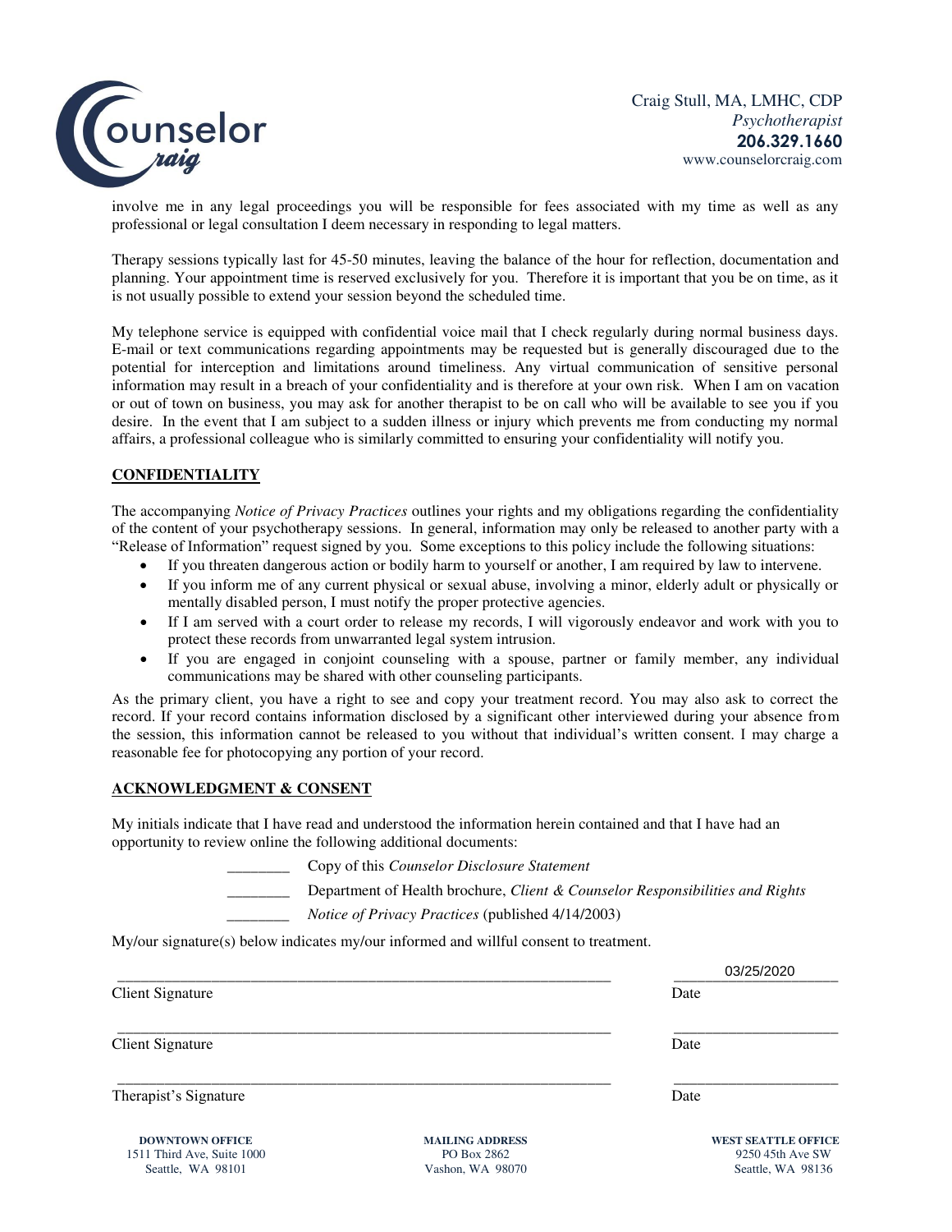involve me in any legal proceedings you will be responsible for fees associated with my time as well as any professional or legal consultation I deem necessary in responding to legal matters.

Therapy sessions typically last for 45-50 minutes, leaving the balance of the hour for reflection, documentation and planning. Your appointment time is reserved exclusively for you. Therefore it is important that you be on time, as it is not usually possible to extend your session beyond the scheduled time.

My telephone service is equipped with confidential voice mail that I check regularly during normal business days. E-mail or text communications regarding appointments may be requested but is generally discouraged due to the potential for interception and limitations around timeliness. Any virtual communication of sensitive personal information may result in a breach of your confidentiality and is therefore at your own risk. When I am on vacation or out of town on business, you may ask for another therapist to be on call who will be available to see you if you desire. In the event that I am subject to a sudden illness or injury which prevents me from conducting my normal affairs, a professional colleague who is similarly committed to ensuring your confidentiality will notify you.

## CONFIDENTIALITY

The accompanying *Notice of Privacy Practices* outlines your rights and my obligations regarding the confidentiality of the content of your psychotherapy sessions. In general, information may only be released to another party with a "Release of Information" request signed by you. Some exceptions to this policy include the following situations:

- If you threaten dangerous action or bodily harm to yourself or another, I am required by law to intervene.
- If you inform me of any current physical or sexual abuse, involving a minor, elderly adult or physically or mentally disabled person, I must notify the proper protective agencies.
- If I am served with a court order to release my records, I will vigorously endeavor and work with you to protect these records from unwarranted legal system intrusion.
- If you are engaged in conjoint counseling with a spouse, partner or family member, any individual communications may be shared with other counseling participants.

As the primary client, you have a right to see and copy your treatment record. You may also ask to correct the record. If your record contains information disclosed by a significant other interviewed during your absence from the session, this information cannot be released to you without that individual's written consent. I may charge a reasonable fee for photocopying any portion of your record.

## ACKNOWLEDGMENT & CONSENT

My initials indicate that I have read and understood the information herein contained and that I have had an opportunity to review online the following additional documents:

________ Copy of this *Counselor Disclosure Statement*

________ Department of Health brochure, *Client & Counselor Responsibilities and Rights*

________ *Notice of Privacy Practices* (published 4/14/2003)

My/our signature(s) below indicates my/our informed and willful consent to treatment.

______________________________ 03/25/2020

Client Signature Date

______________________________ ______________

Client Signature Date

______________________________ ______________

Therapist's Signature Date

**DOWNTOWN OFFICE**
1511 Third Ave, Suite 1000
Seattle, WA 98101

**MAILING ADDRESS**
PO Box 2862
Vashon, WA 98070

**WEST SEATTLE OFFICE**
9250 45th Ave SW
Seattle, WA 98136